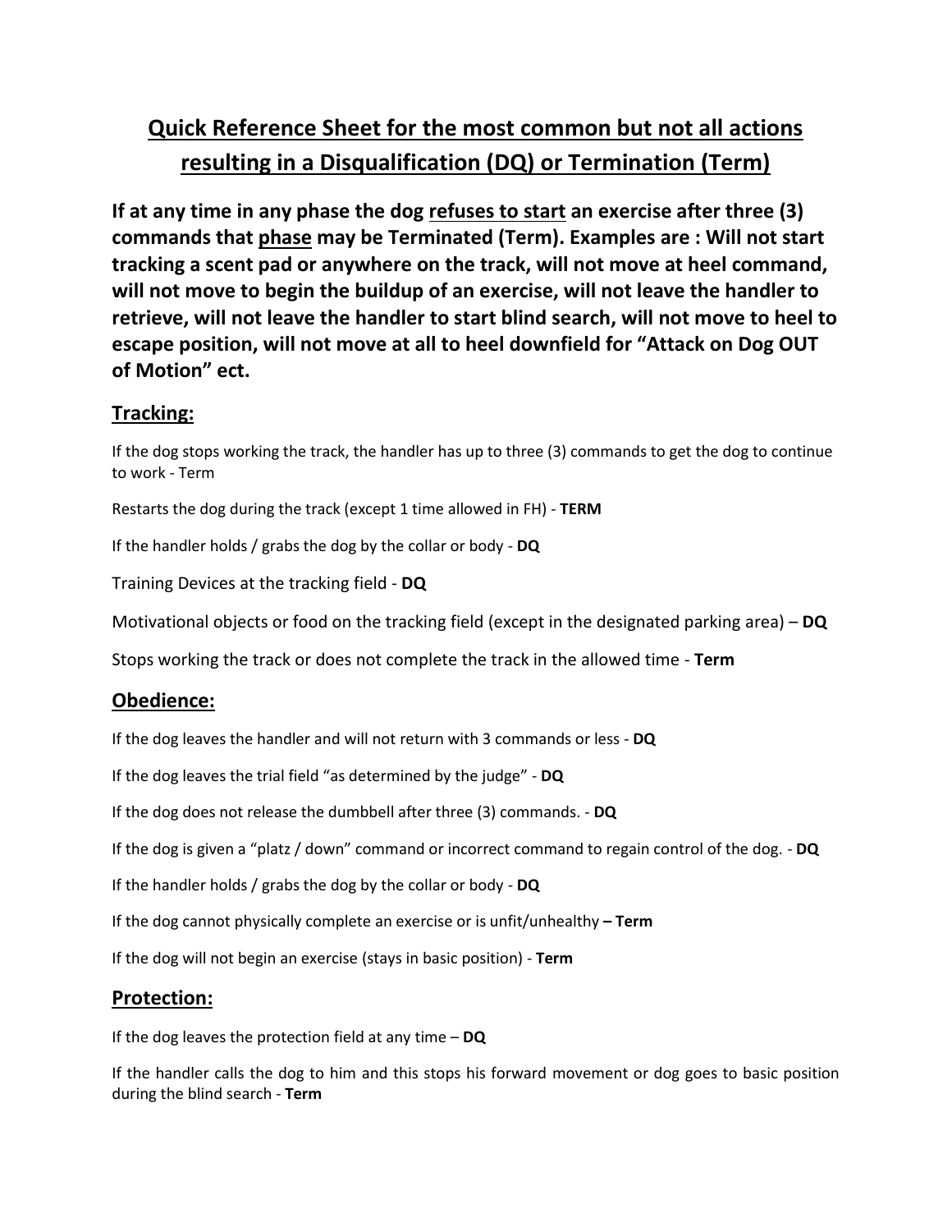# Quick Reference Sheet for the most common but not all actions resulting in a Disqualification (DQ) or Termination (Term)

**If at any time in any phase the dog refuses to start an exercise after three (3) commands that phase may be Terminated (Term). Examples are : Will not start tracking a scent pad or anywhere on the track, will not move at heel command, will not move to begin the buildup of an exercise, will not leave the handler to retrieve, will not leave the handler to start blind search, will not move to heel to escape position, will not move at all to heel downfield for "Attack on Dog OUT of Motion" ect.**

## Tracking:

If the dog stops working the track, the handler has up to three (3) commands to get the dog to continue to work - Term

Restarts the dog during the track (except 1 time allowed in FH) - **TERM**

If the handler holds / grabs the dog by the collar or body - **DQ**

Training Devices at the tracking field - **DQ**

Motivational objects or food on the tracking field (except in the designated parking area) – **DQ**

Stops working the track or does not complete the track in the allowed time - **Term**

## Obedience:

If the dog leaves the handler and will not return with 3 commands or less - **DQ**

If the dog leaves the trial field "as determined by the judge" - **DQ**

If the dog does not release the dumbbell after three (3) commands. - **DQ**

If the dog is given a "platz / down" command or incorrect command to regain control of the dog. - **DQ**

If the handler holds / grabs the dog by the collar or body - **DQ**

If the dog cannot physically complete an exercise or is unfit/unhealthy **– Term**

If the dog will not begin an exercise (stays in basic position) - **Term**

## Protection:

If the dog leaves the protection field at any time – **DQ**

If the handler calls the dog to him and this stops his forward movement or dog goes to basic position during the blind search - **Term**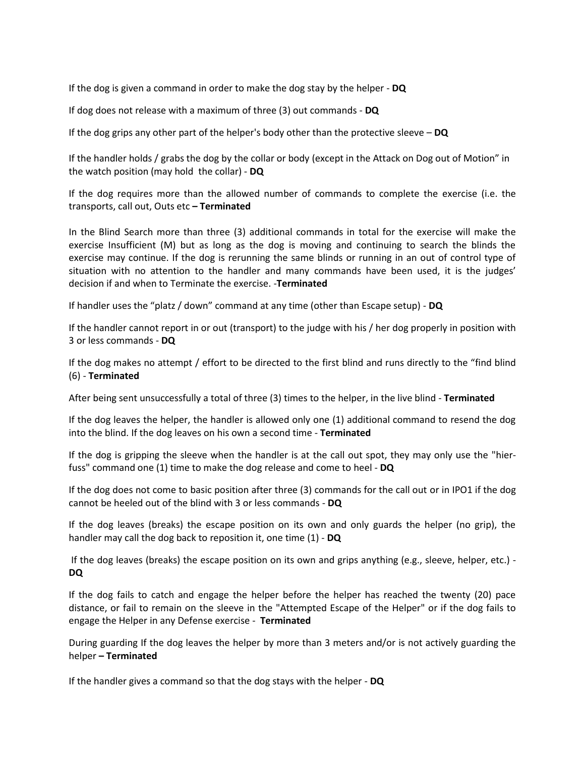If the dog is given a command in order to make the dog stay by the helper - **DQ**

If dog does not release with a maximum of three (3) out commands - **DQ**

If the dog grips any other part of the helper's body other than the protective sleeve – **DQ**

If the handler holds / grabs the dog by the collar or body (except in the Attack on Dog out of Motion" in the watch position (may hold the collar) - **DQ**

If the dog requires more than the allowed number of commands to complete the exercise (i.e. the transports, call out, Outs etc **– Terminated**

In the Blind Search more than three (3) additional commands in total for the exercise will make the exercise Insufficient (M) but as long as the dog is moving and continuing to search the blinds the exercise may continue. If the dog is rerunning the same blinds or running in an out of control type of situation with no attention to the handler and many commands have been used, it is the judges' decision if and when to Terminate the exercise. -**Terminated**

If handler uses the "platz / down" command at any time (other than Escape setup) - **DQ**

If the handler cannot report in or out (transport) to the judge with his / her dog properly in position with 3 or less commands - **DQ**

If the dog makes no attempt / effort to be directed to the first blind and runs directly to the "find blind (6) - **Terminated**

After being sent unsuccessfully a total of three (3) times to the helper, in the live blind - **Terminated**

If the dog leaves the helper, the handler is allowed only one (1) additional command to resend the dog into the blind. If the dog leaves on his own a second time - **Terminated**

If the dog is gripping the sleeve when the handler is at the call out spot, they may only use the "hier-fuss" command one (1) time to make the dog release and come to heel - **DQ**

If the dog does not come to basic position after three (3) commands for the call out or in IPO1 if the dog cannot be heeled out of the blind with 3 or less commands - **DQ**

If the dog leaves (breaks) the escape position on its own and only guards the helper (no grip), the handler may call the dog back to reposition it, one time (1) - **DQ**

If the dog leaves (breaks) the escape position on its own and grips anything (e.g., sleeve, helper, etc.) - **DQ**

If the dog fails to catch and engage the helper before the helper has reached the twenty (20) pace distance, or fail to remain on the sleeve in the "Attempted Escape of the Helper" or if the dog fails to engage the Helper in any Defense exercise - **Terminated**

During guarding If the dog leaves the helper by more than 3 meters and/or is not actively guarding the helper **– Terminated**

If the handler gives a command so that the dog stays with the helper - **DQ**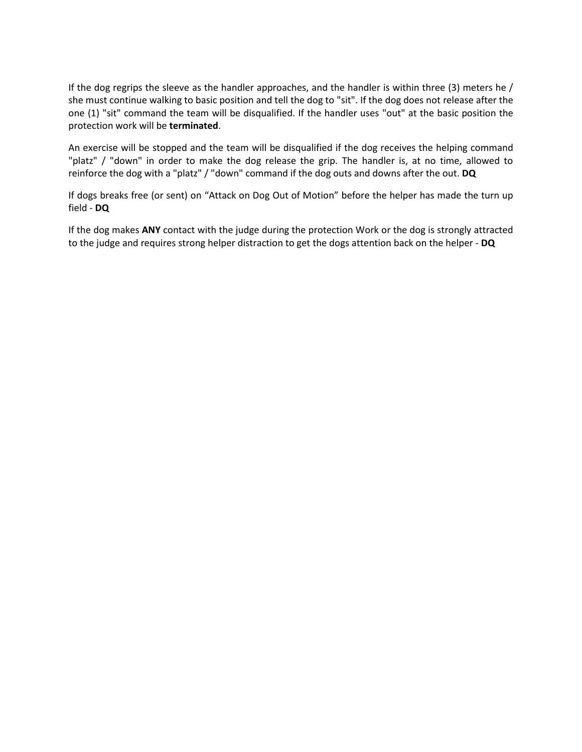If the dog regrips the sleeve as the handler approaches, and the handler is within three (3) meters he / she must continue walking to basic position and tell the dog to "sit". If the dog does not release after the one (1) "sit" command the team will be disqualified. If the handler uses "out" at the basic position the protection work will be **terminated**.

An exercise will be stopped and the team will be disqualified if the dog receives the helping command "platz" / "down" in order to make the dog release the grip. The handler is, at no time, allowed to reinforce the dog with a "platz" / "down" command if the dog outs and downs after the out. **DQ**

If dogs breaks free (or sent) on “Attack on Dog Out of Motion” before the helper has made the turn up field - **DQ**

If the dog makes **ANY** contact with the judge during the protection Work or the dog is strongly attracted to the judge and requires strong helper distraction to get the dogs attention back on the helper - **DQ**